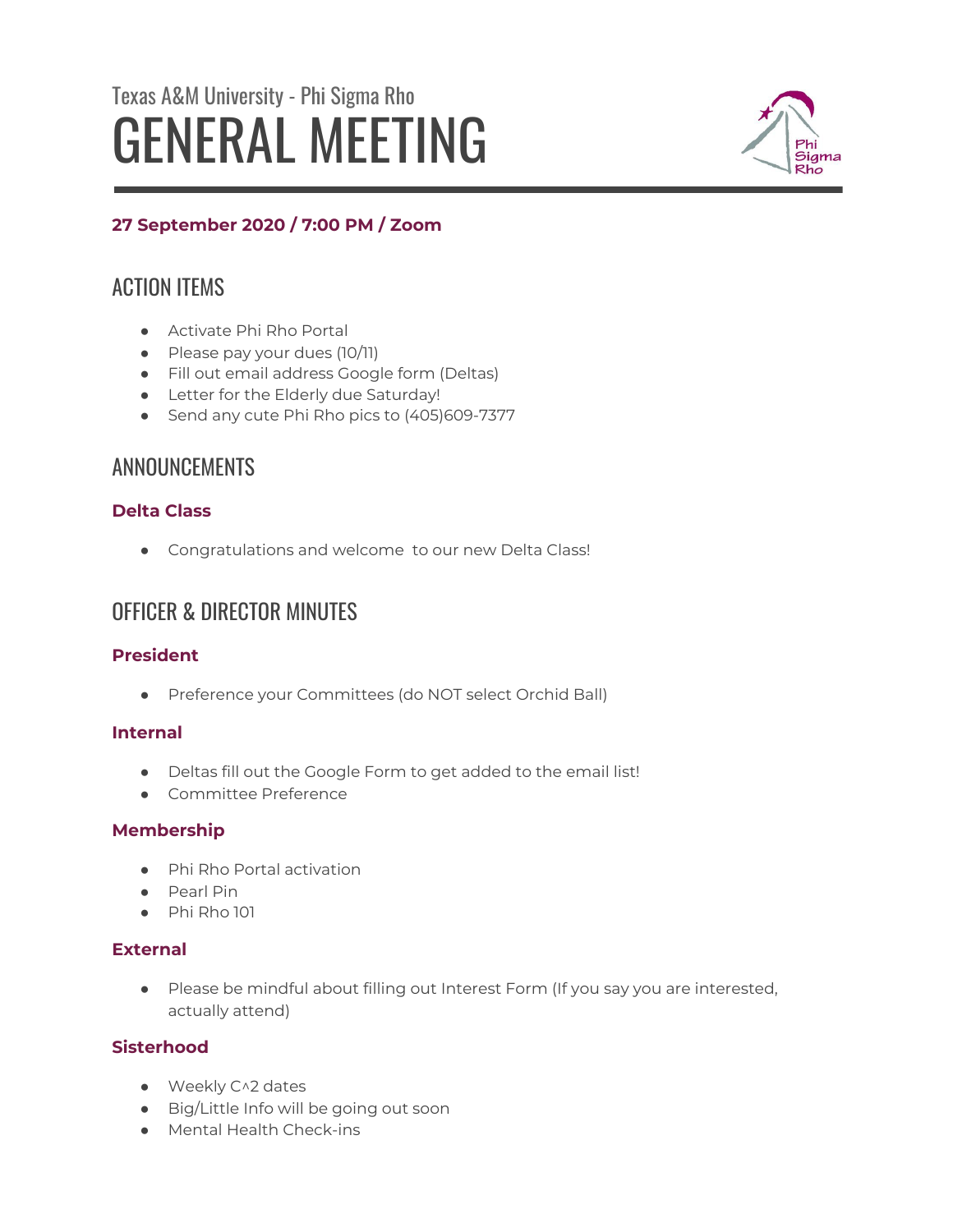Texas A&M University - Phi Sigma Rho

# GENERAL MEETING

**27 September 2020 / 7:00 PM / Zoom**

## ACTION ITEMS

- Activate Phi Rho Portal
- Please pay your dues (10/11)
- Fill out email address Google form (Deltas)
- Letter for the Elderly due Saturday!
- Send any cute Phi Rho pics to (405)609-7377

## ANNOUNCEMENTS

### Delta Class

- Congratulations and welcome to our new Delta Class!

## OFFICER & DIRECTOR MINUTES

### President

- Preference your Committees (do NOT select Orchid Ball)

### Internal

- Deltas fill out the Google Form to get added to the email list!
- Committee Preference

### Membership

- Phi Rho Portal activation
- Pearl Pin
- Phi Rho 101

### External

- Please be mindful about filling out Interest Form (If you say you are interested, actually attend)

### Sisterhood

- Weekly C^2 dates
- Big/Little Info will be going out soon
- Mental Health Check-ins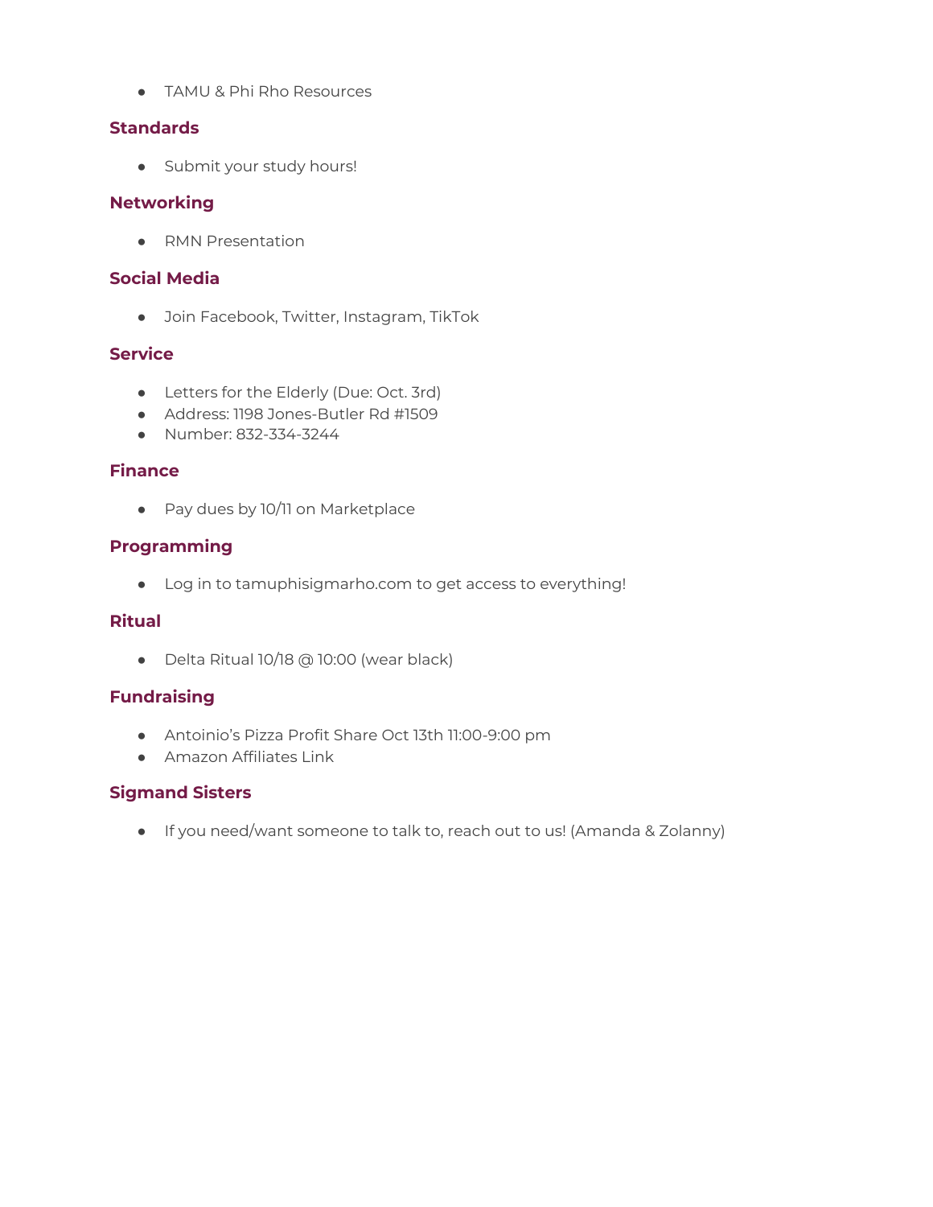- TAMU & Phi Rho Resources

### Standards

- Submit your study hours!

### Networking

- RMN Presentation

### Social Media

- Join Facebook, Twitter, Instagram, TikTok

### Service

- Letters for the Elderly (Due: Oct. 3rd)
- Address: 1198 Jones-Butler Rd #1509
- Number: 832-334-3244

### Finance

- Pay dues by 10/11 on Marketplace

### Programming

- Log in to tamuphisigmarho.com to get access to everything!

### Ritual

- Delta Ritual 10/18 @ 10:00 (wear black)

### Fundraising

- Antoinio's Pizza Profit Share Oct 13th 11:00-9:00 pm
- Amazon Affiliates Link

### Sigmand Sisters

- If you need/want someone to talk to, reach out to us! (Amanda & Zolanny)